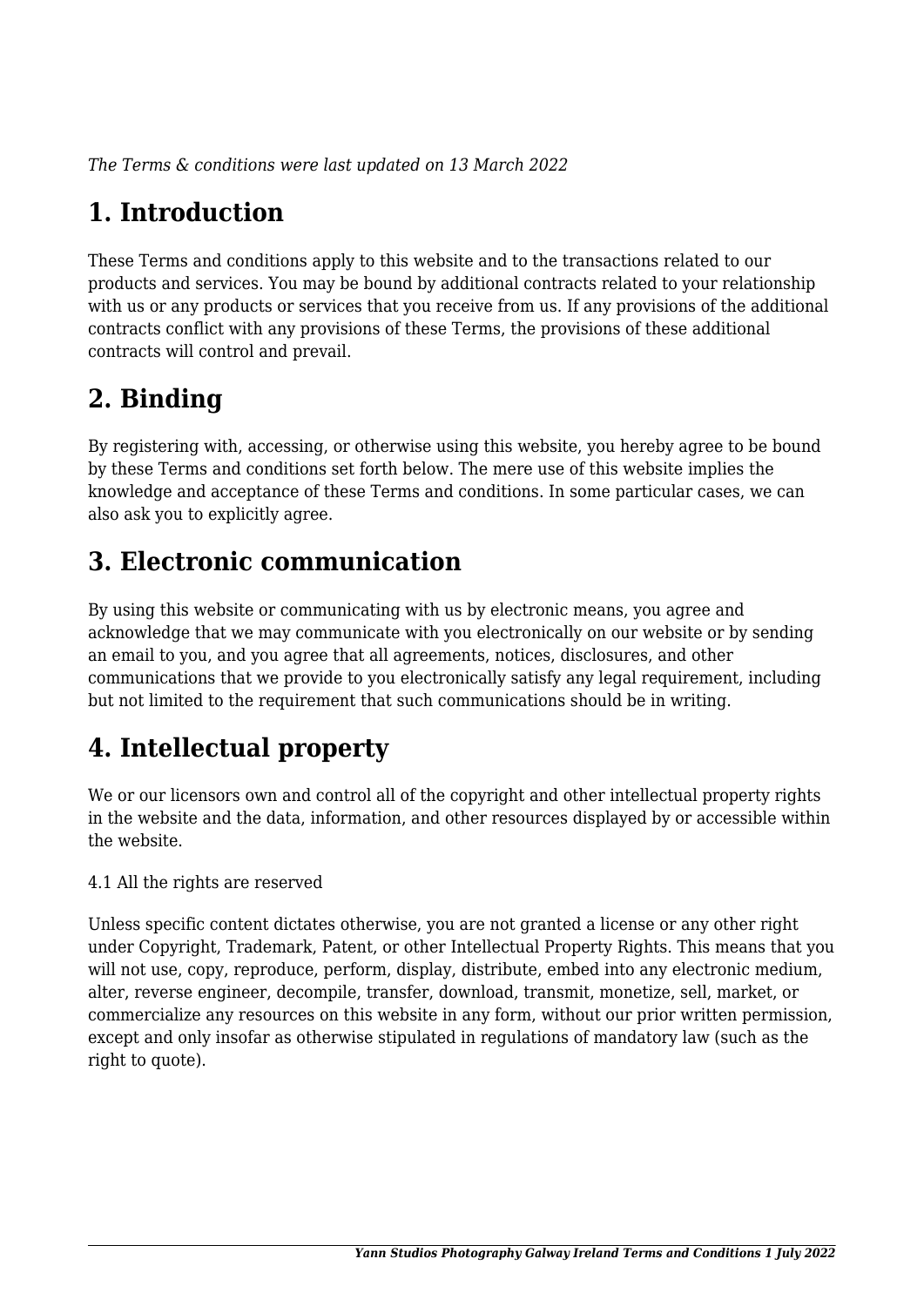*The Terms & conditions were last updated on 13 March 2022*

# 1. Introduction

These Terms and conditions apply to this website and to the transactions related to our products and services. You may be bound by additional contracts related to your relationship with us or any products or services that you receive from us. If any provisions of the additional contracts conflict with any provisions of these Terms, the provisions of these additional contracts will control and prevail.

# 2. Binding

By registering with, accessing, or otherwise using this website, you hereby agree to be bound by these Terms and conditions set forth below. The mere use of this website implies the knowledge and acceptance of these Terms and conditions. In some particular cases, we can also ask you to explicitly agree.

# 3. Electronic communication

By using this website or communicating with us by electronic means, you agree and acknowledge that we may communicate with you electronically on our website or by sending an email to you, and you agree that all agreements, notices, disclosures, and other communications that we provide to you electronically satisfy any legal requirement, including but not limited to the requirement that such communications should be in writing.

# 4. Intellectual property

We or our licensors own and control all of the copyright and other intellectual property rights in the website and the data, information, and other resources displayed by or accessible within the website.

4.1 All the rights are reserved

Unless specific content dictates otherwise, you are not granted a license or any other right under Copyright, Trademark, Patent, or other Intellectual Property Rights. This means that you will not use, copy, reproduce, perform, display, distribute, embed into any electronic medium, alter, reverse engineer, decompile, transfer, download, transmit, monetize, sell, market, or commercialize any resources on this website in any form, without our prior written permission, except and only insofar as otherwise stipulated in regulations of mandatory law (such as the right to quote).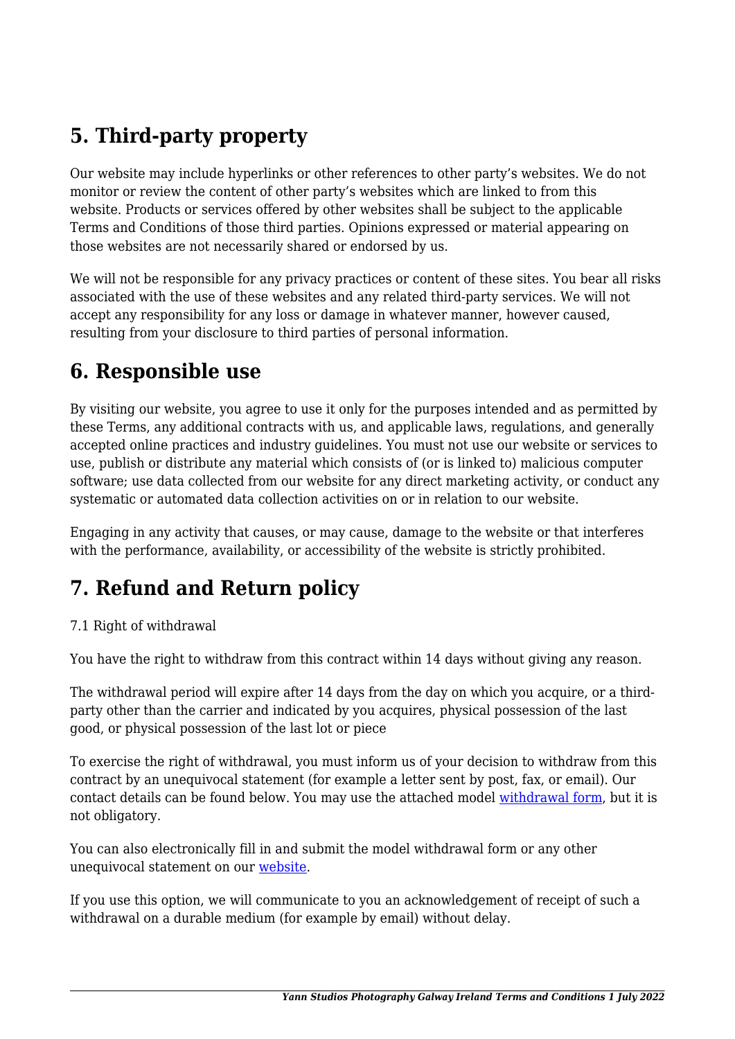## 5. Third-party property

Our website may include hyperlinks or other references to other party's websites. We do not monitor or review the content of other party's websites which are linked to from this website. Products or services offered by other websites shall be subject to the applicable Terms and Conditions of those third parties. Opinions expressed or material appearing on those websites are not necessarily shared or endorsed by us.

We will not be responsible for any privacy practices or content of these sites. You bear all risks associated with the use of these websites and any related third-party services. We will not accept any responsibility for any loss or damage in whatever manner, however caused, resulting from your disclosure to third parties of personal information.

## 6. Responsible use

By visiting our website, you agree to use it only for the purposes intended and as permitted by these Terms, any additional contracts with us, and applicable laws, regulations, and generally accepted online practices and industry guidelines. You must not use our website or services to use, publish or distribute any material which consists of (or is linked to) malicious computer software; use data collected from our website for any direct marketing activity, or conduct any systematic or automated data collection activities on or in relation to our website.

Engaging in any activity that causes, or may cause, damage to the website or that interferes with the performance, availability, or accessibility of the website is strictly prohibited.

## 7. Refund and Return policy

7.1 Right of withdrawal

You have the right to withdraw from this contract within 14 days without giving any reason.

The withdrawal period will expire after 14 days from the day on which you acquire, or a third-party other than the carrier and indicated by you acquires, physical possession of the last good, or physical possession of the last lot or piece

To exercise the right of withdrawal, you must inform us of your decision to withdraw from this contract by an unequivocal statement (for example a letter sent by post, fax, or email). Our contact details can be found below. You may use the attached model withdrawal form, but it is not obligatory.

You can also electronically fill in and submit the model withdrawal form or any other unequivocal statement on our website.

If you use this option, we will communicate to you an acknowledgement of receipt of such a withdrawal on a durable medium (for example by email) without delay.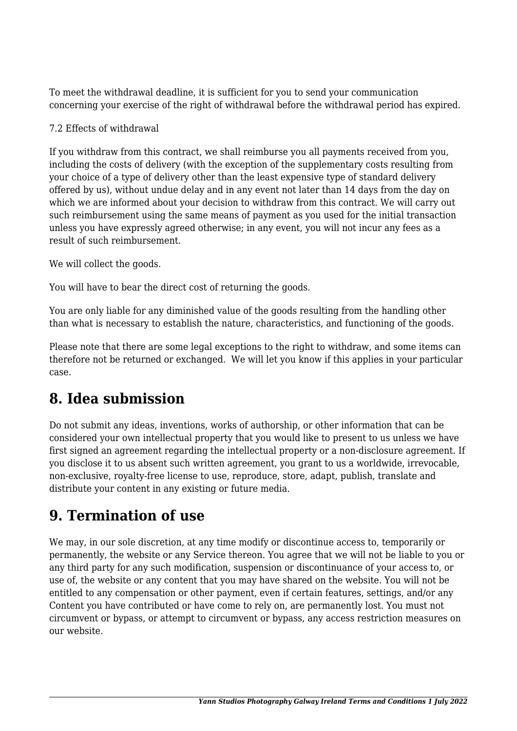To meet the withdrawal deadline, it is sufficient for you to send your communication concerning your exercise of the right of withdrawal before the withdrawal period has expired.

7.2 Effects of withdrawal

If you withdraw from this contract, we shall reimburse you all payments received from you, including the costs of delivery (with the exception of the supplementary costs resulting from your choice of a type of delivery other than the least expensive type of standard delivery offered by us), without undue delay and in any event not later than 14 days from the day on which we are informed about your decision to withdraw from this contract. We will carry out such reimbursement using the same means of payment as you used for the initial transaction unless you have expressly agreed otherwise; in any event, you will not incur any fees as a result of such reimbursement.

We will collect the goods.

You will have to bear the direct cost of returning the goods.

You are only liable for any diminished value of the goods resulting from the handling other than what is necessary to establish the nature, characteristics, and functioning of the goods.

Please note that there are some legal exceptions to the right to withdraw, and some items can therefore not be returned or exchanged. We will let you know if this applies in your particular case.

## 8. Idea submission

Do not submit any ideas, inventions, works of authorship, or other information that can be considered your own intellectual property that you would like to present to us unless we have first signed an agreement regarding the intellectual property or a non-disclosure agreement. If you disclose it to us absent such written agreement, you grant to us a worldwide, irrevocable, non-exclusive, royalty-free license to use, reproduce, store, adapt, publish, translate and distribute your content in any existing or future media.

## 9. Termination of use

We may, in our sole discretion, at any time modify or discontinue access to, temporarily or permanently, the website or any Service thereon. You agree that we will not be liable to you or any third party for any such modification, suspension or discontinuance of your access to, or use of, the website or any content that you may have shared on the website. You will not be entitled to any compensation or other payment, even if certain features, settings, and/or any Content you have contributed or have come to rely on, are permanently lost. You must not circumvent or bypass, or attempt to circumvent or bypass, any access restriction measures on our website.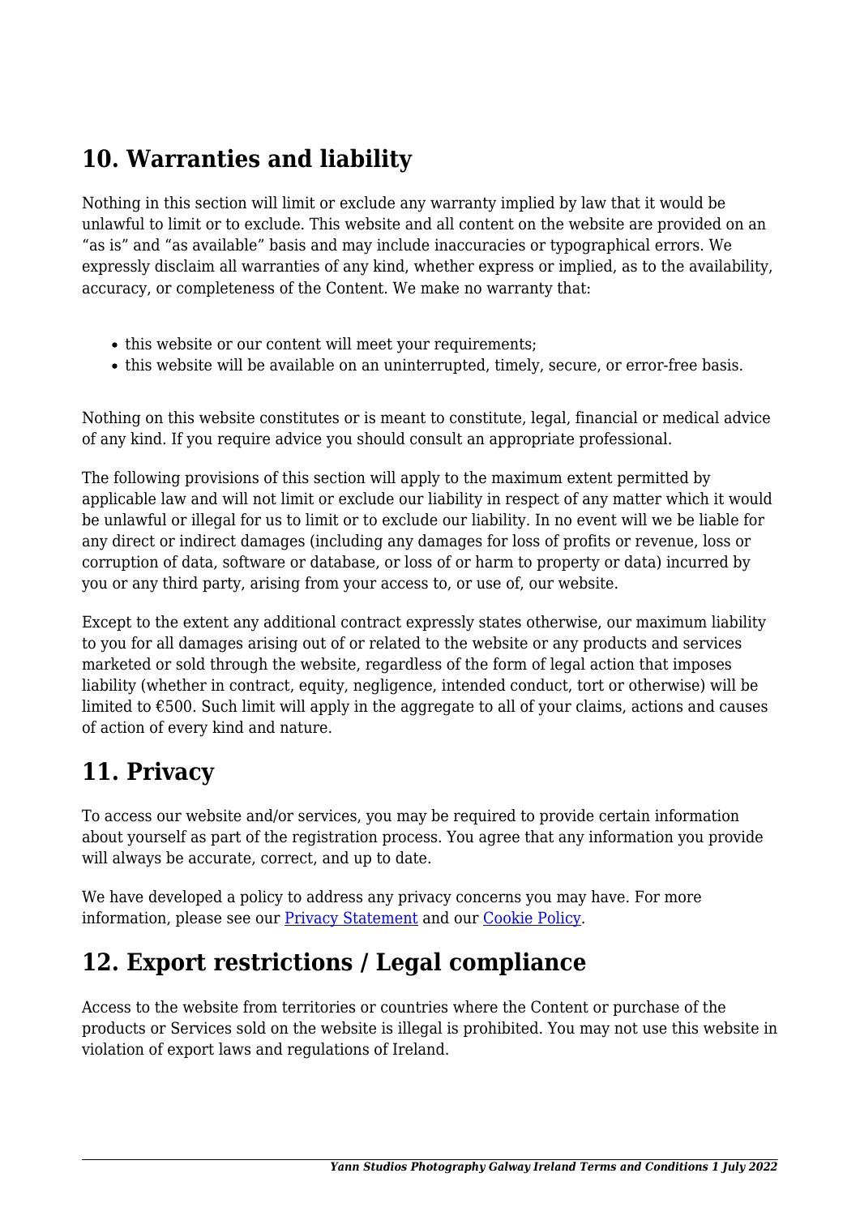## 10. Warranties and liability

Nothing in this section will limit or exclude any warranty implied by law that it would be unlawful to limit or to exclude. This website and all content on the website are provided on an “as is” and “as available” basis and may include inaccuracies or typographical errors. We expressly disclaim all warranties of any kind, whether express or implied, as to the availability, accuracy, or completeness of the Content. We make no warranty that:

- this website or our content will meet your requirements;
- this website will be available on an uninterrupted, timely, secure, or error-free basis.

Nothing on this website constitutes or is meant to constitute, legal, financial or medical advice of any kind. If you require advice you should consult an appropriate professional.

The following provisions of this section will apply to the maximum extent permitted by applicable law and will not limit or exclude our liability in respect of any matter which it would be unlawful or illegal for us to limit or to exclude our liability. In no event will we be liable for any direct or indirect damages (including any damages for loss of profits or revenue, loss or corruption of data, software or database, or loss of or harm to property or data) incurred by you or any third party, arising from your access to, or use of, our website.

Except to the extent any additional contract expressly states otherwise, our maximum liability to you for all damages arising out of or related to the website or any products and services marketed or sold through the website, regardless of the form of legal action that imposes liability (whether in contract, equity, negligence, intended conduct, tort or otherwise) will be limited to €500. Such limit will apply in the aggregate to all of your claims, actions and causes of action of every kind and nature.

## 11. Privacy

To access our website and/or services, you may be required to provide certain information about yourself as part of the registration process. You agree that any information you provide will always be accurate, correct, and up to date.

We have developed a policy to address any privacy concerns you may have. For more information, please see our [Privacy Statement]() and our [Cookie Policy]().

## 12. Export restrictions / Legal compliance

Access to the website from territories or countries where the Content or purchase of the products or Services sold on the website is illegal is prohibited. You may not use this website in violation of export laws and regulations of Ireland.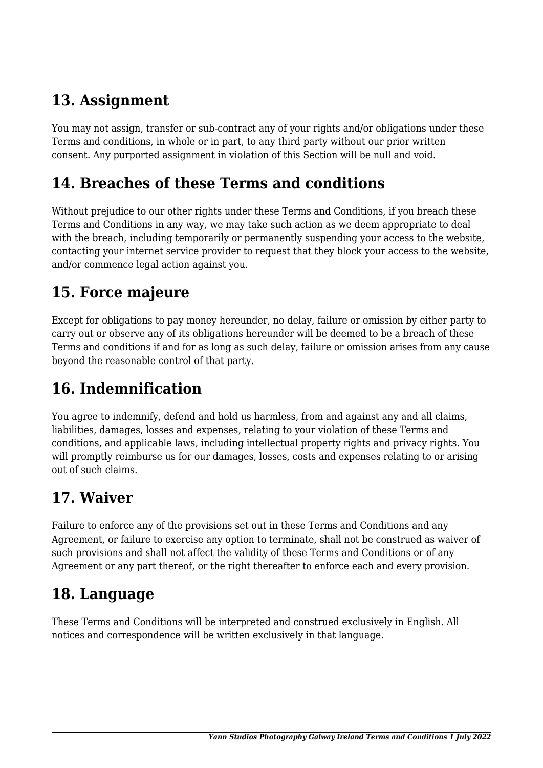## 13. Assignment

You may not assign, transfer or sub-contract any of your rights and/or obligations under these Terms and conditions, in whole or in part, to any third party without our prior written consent. Any purported assignment in violation of this Section will be null and void.

## 14. Breaches of these Terms and conditions

Without prejudice to our other rights under these Terms and Conditions, if you breach these Terms and Conditions in any way, we may take such action as we deem appropriate to deal with the breach, including temporarily or permanently suspending your access to the website, contacting your internet service provider to request that they block your access to the website, and/or commence legal action against you.

## 15. Force majeure

Except for obligations to pay money hereunder, no delay, failure or omission by either party to carry out or observe any of its obligations hereunder will be deemed to be a breach of these Terms and conditions if and for as long as such delay, failure or omission arises from any cause beyond the reasonable control of that party.

## 16. Indemnification

You agree to indemnify, defend and hold us harmless, from and against any and all claims, liabilities, damages, losses and expenses, relating to your violation of these Terms and conditions, and applicable laws, including intellectual property rights and privacy rights. You will promptly reimburse us for our damages, losses, costs and expenses relating to or arising out of such claims.

## 17. Waiver

Failure to enforce any of the provisions set out in these Terms and Conditions and any Agreement, or failure to exercise any option to terminate, shall not be construed as waiver of such provisions and shall not affect the validity of these Terms and Conditions or of any Agreement or any part thereof, or the right thereafter to enforce each and every provision.

## 18. Language

These Terms and Conditions will be interpreted and construed exclusively in English. All notices and correspondence will be written exclusively in that language.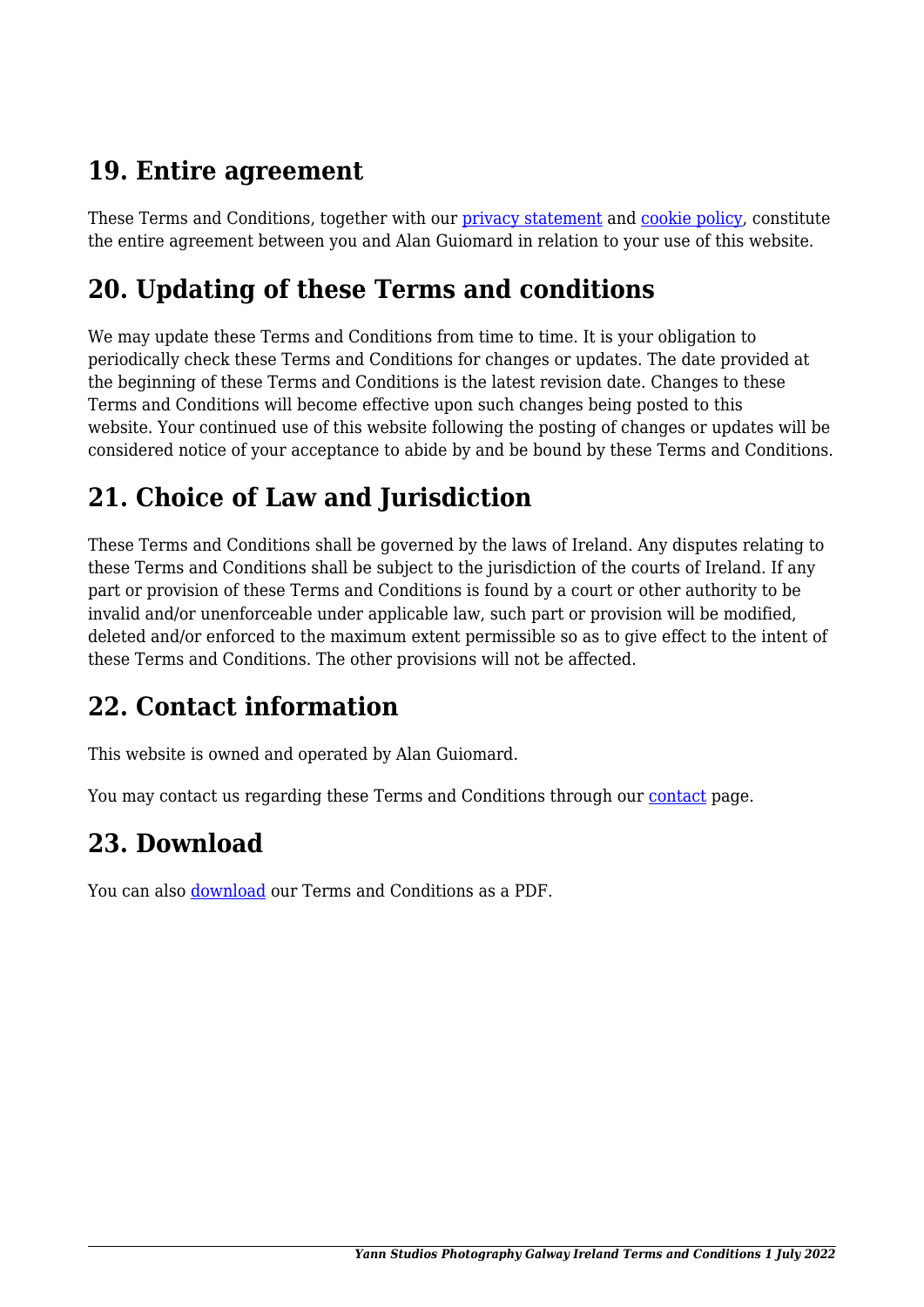## 19. Entire agreement

These Terms and Conditions, together with our privacy statement and cookie policy, constitute the entire agreement between you and Alan Guiomard in relation to your use of this website.

## 20. Updating of these Terms and conditions

We may update these Terms and Conditions from time to time. It is your obligation to periodically check these Terms and Conditions for changes or updates. The date provided at the beginning of these Terms and Conditions is the latest revision date. Changes to these Terms and Conditions will become effective upon such changes being posted to this website. Your continued use of this website following the posting of changes or updates will be considered notice of your acceptance to abide by and be bound by these Terms and Conditions.

## 21. Choice of Law and Jurisdiction

These Terms and Conditions shall be governed by the laws of Ireland. Any disputes relating to these Terms and Conditions shall be subject to the jurisdiction of the courts of Ireland. If any part or provision of these Terms and Conditions is found by a court or other authority to be invalid and/or unenforceable under applicable law, such part or provision will be modified, deleted and/or enforced to the maximum extent permissible so as to give effect to the intent of these Terms and Conditions. The other provisions will not be affected.

## 22. Contact information

This website is owned and operated by Alan Guiomard.

You may contact us regarding these Terms and Conditions through our contact page.

## 23. Download

You can also download our Terms and Conditions as a PDF.